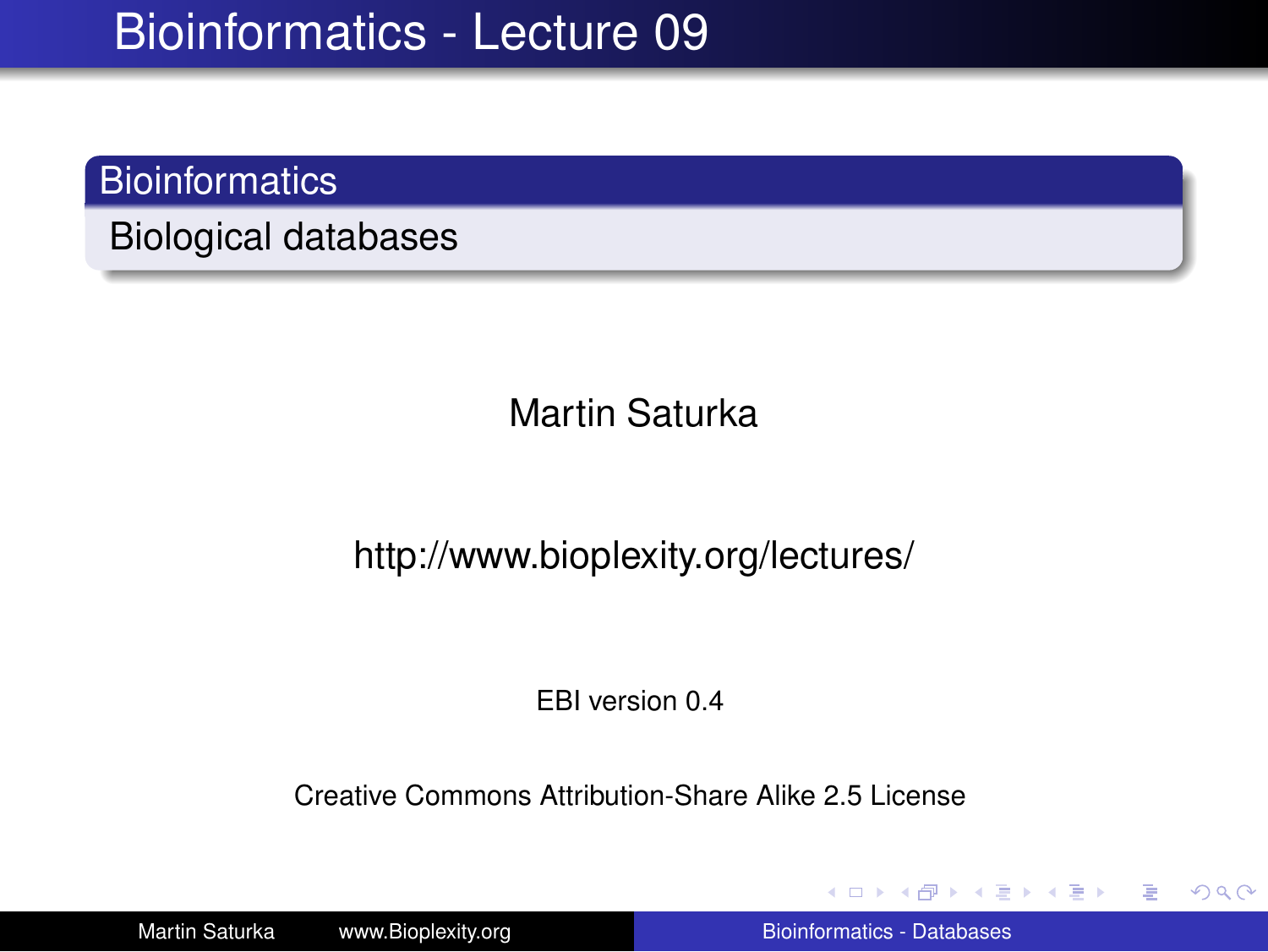# Bioinformatics - Lecture 09

## Bioinformatics

Biological databases

Martin Saturka

http://www.bioplexity.org/lectures/

EBI version 0.4

Creative Commons Attribution-Share Alike 2.5 License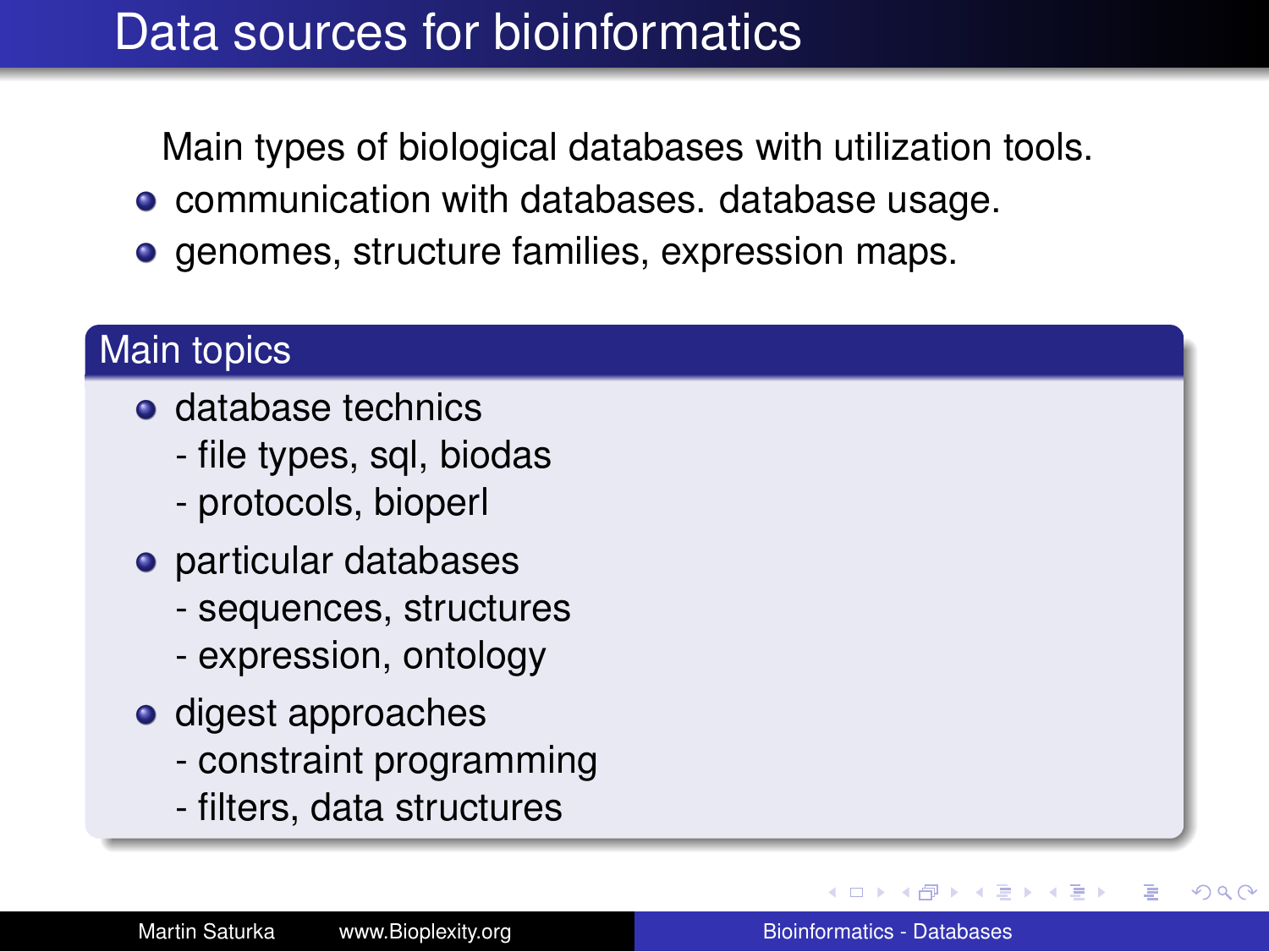# Data sources for bioinformatics

Main types of biological databases with utilization tools.

- communication with databases. database usage.
- genomes, structure families, expression maps.

## Main topics

- database technics
  - file types, sql, biodas
  - protocols, bioperl
- particular databases
  - sequences, structures
  - expression, ontology
- digest approaches
  - constraint programming
  - filters, data structures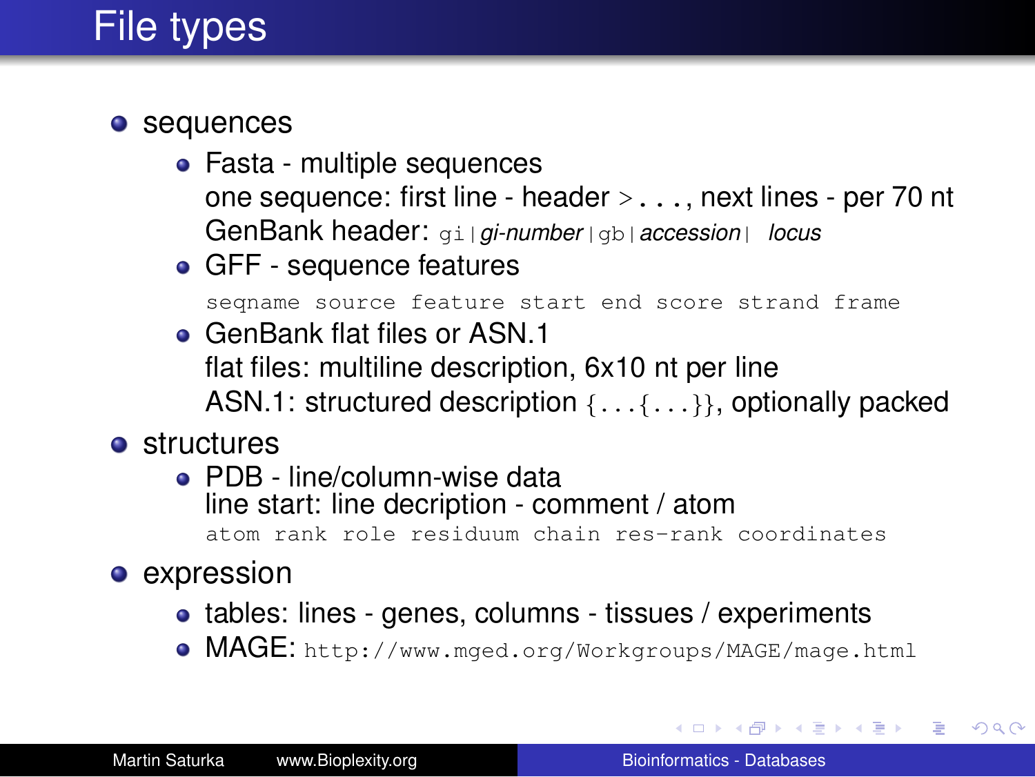# File types

- sequences
  - Fasta - multiple sequences
    one sequence: first line - header `>...`, next lines - per 70 nt
    GenBank header: `gi|`*gi-number*`|gb|`*accession*`|` *locus*
  - GFF - sequence features
    `seqname source feature start end score strand frame`
  - GenBank flat files or ASN.1
    flat files: multiline description, 6x10 nt per line
    ASN.1: structured description `{...{...}}`, optionally packed
- structures
  - PDB - line/column-wise data
    line start: line decription - comment / atom
    `atom rank role residuum chain res-rank coordinates`
- expression
  - tables: lines - genes, columns - tissues / experiments
  - MAGE: `http://www.mged.org/Workgroups/MAGE/mage.html`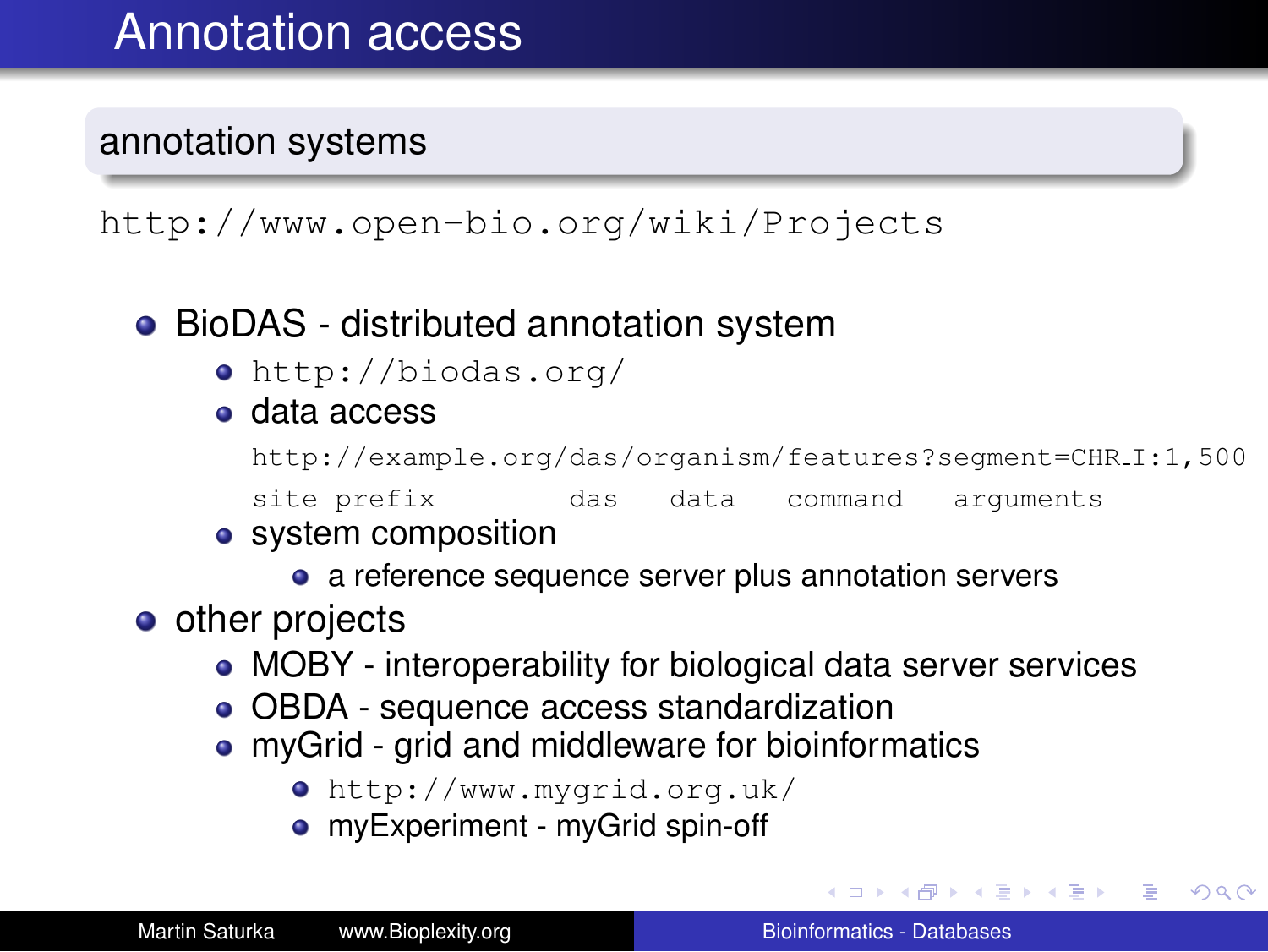# Annotation access

## annotation systems

`http://www.open-bio.org/wiki/Projects`

- BioDAS - distributed annotation system
  - `http://biodas.org/`
  - data access

    ```
    http://example.org/das/organism/features?segment=CHR_I:1,500
    site prefix         das   data    command    arguments
    ```
  - system composition
    - a reference sequence server plus annotation servers
- other projects
  - MOBY - interoperability for biological data server services
  - OBDA - sequence access standardization
  - myGrid - grid and middleware for bioinformatics
    - `http://www.mygrid.org.uk/`
    - myExperiment - myGrid spin-off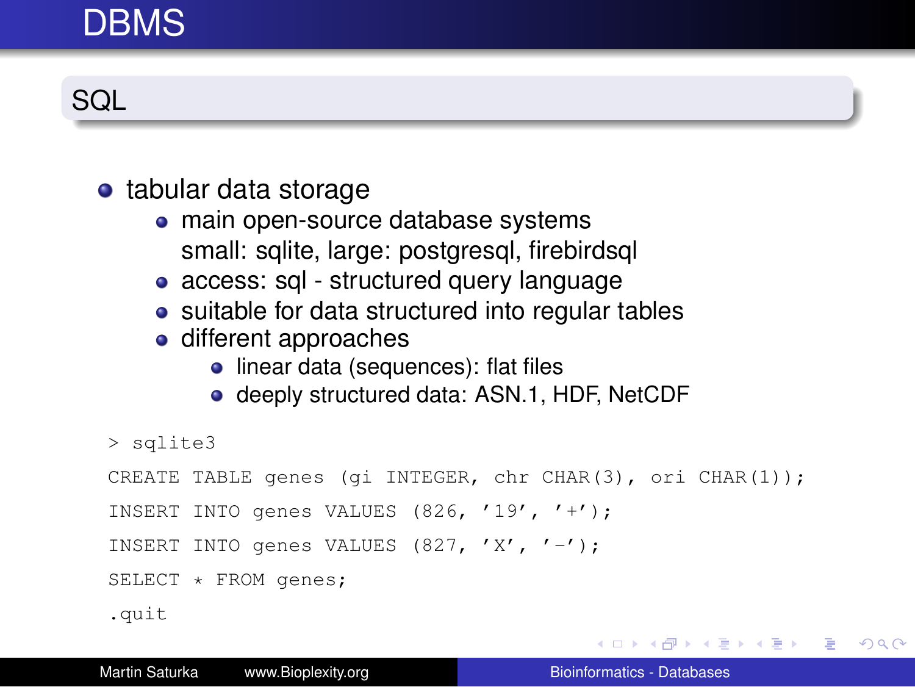# DBMS

## SQL

- tabular data storage
  - main open-source database systems
    small: sqlite, large: postgresql, firebirdsql
  - access: sql - structured query language
  - suitable for data structured into regular tables
  - different approaches
    - linear data (sequences): flat files
    - deeply structured data: ASN.1, HDF, NetCDF

```
> sqlite3
CREATE TABLE genes (gi INTEGER, chr CHAR(3), ori CHAR(1));
INSERT INTO genes VALUES (826, '19', '+');
INSERT INTO genes VALUES (827, 'X', '-');
SELECT * FROM genes;
.quit
```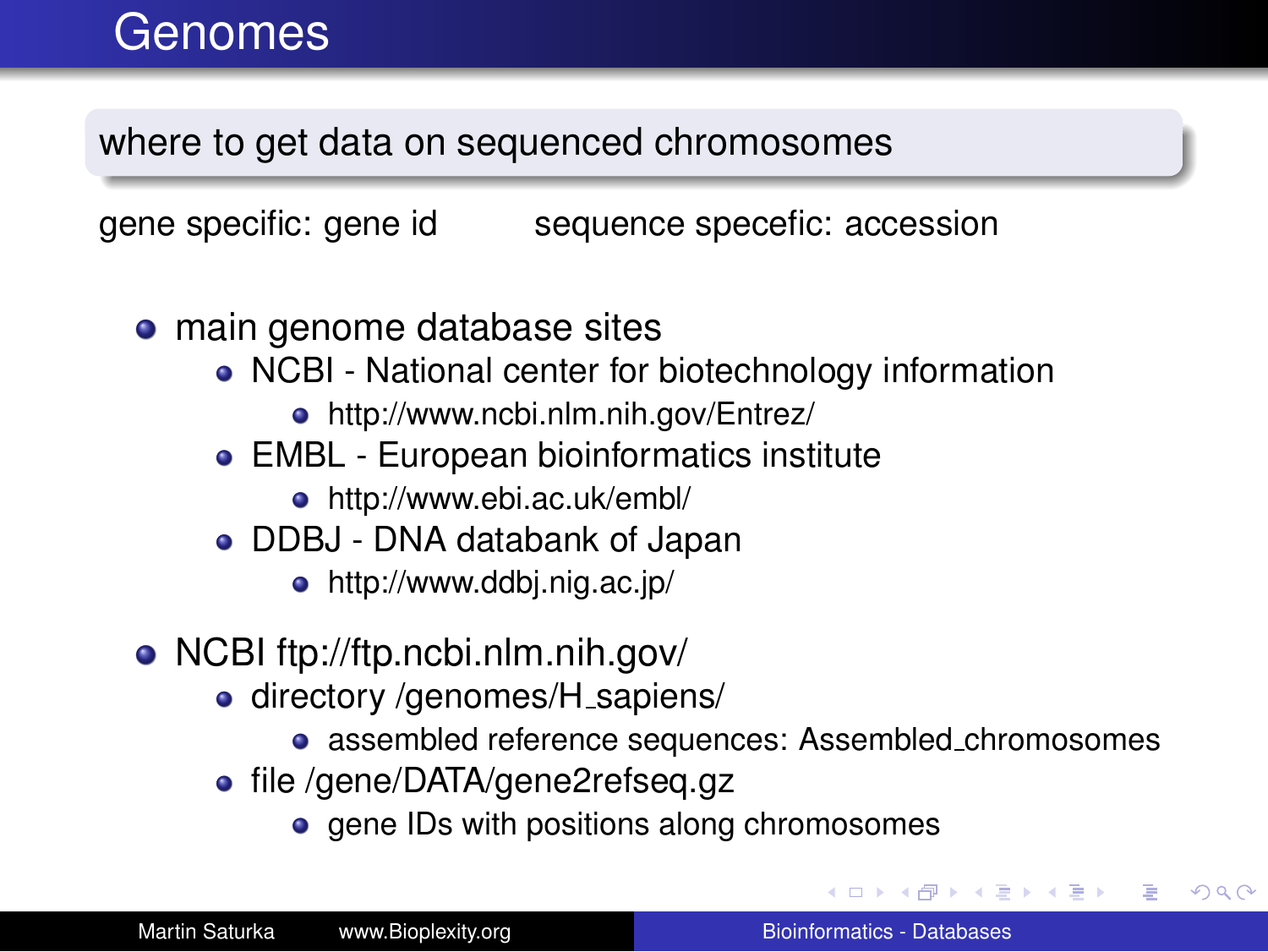# Genomes

## where to get data on sequenced chromosomes

gene specific: gene id    sequence specefic: accession

- main genome database sites
  - NCBI - National center for biotechnology information
    - http://www.ncbi.nlm.nih.gov/Entrez/
  - EMBL - European bioinformatics institute
    - http://www.ebi.ac.uk/embl/
  - DDBJ - DNA databank of Japan
    - http://www.ddbj.nig.ac.jp/
- NCBI ftp://ftp.ncbi.nlm.nih.gov/
  - directory /genomes/H_sapiens/
    - assembled reference sequences: Assembled_chromosomes
  - file /gene/DATA/gene2refseq.gz
    - gene IDs with positions along chromosomes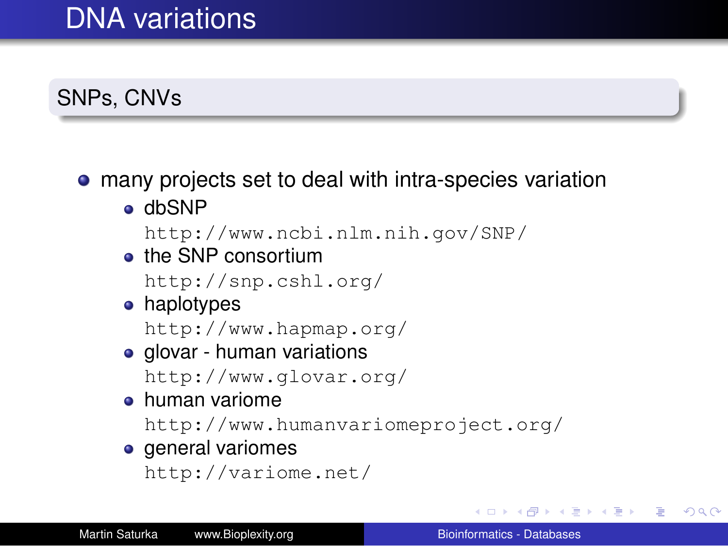# DNA variations

## SNPs, CNVs

- many projects set to deal with intra-species variation
  - dbSNP
    http://www.ncbi.nlm.nih.gov/SNP/
  - the SNP consortium
    http://snp.cshl.org/
  - haplotypes
    http://www.hapmap.org/
  - glovar - human variations
    http://www.glovar.org/
  - human variome
    http://www.humanvariomeproject.org/
  - general variomes
    http://variome.net/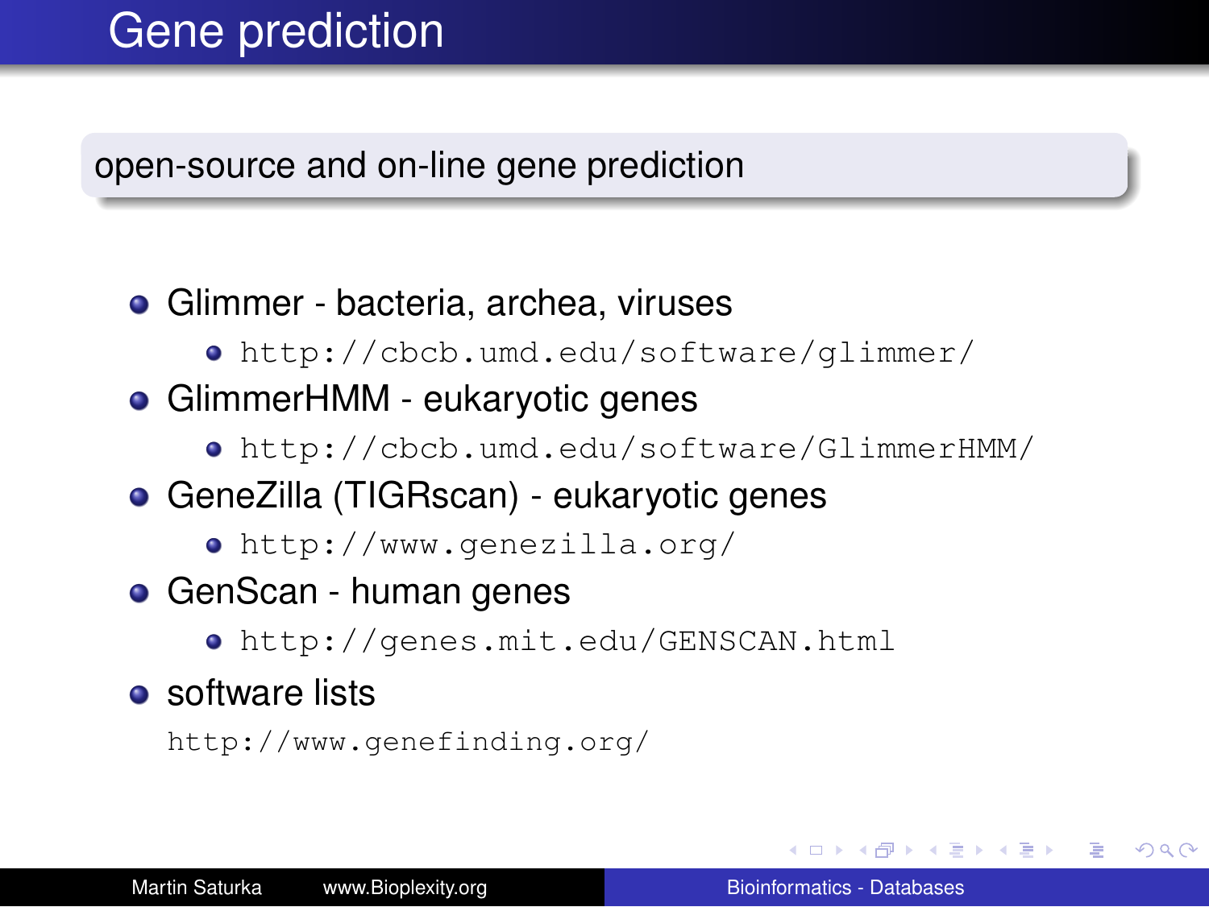# Gene prediction

## open-source and on-line gene prediction

- Glimmer - bacteria, archea, viruses
  - http://cbcb.umd.edu/software/glimmer/
- GlimmerHMM - eukaryotic genes
  - http://cbcb.umd.edu/software/GlimmerHMM/
- GeneZilla (TIGRscan) - eukaryotic genes
  - http://www.genezilla.org/
- GenScan - human genes
  - http://genes.mit.edu/GENSCAN.html
- software lists

  http://www.genefinding.org/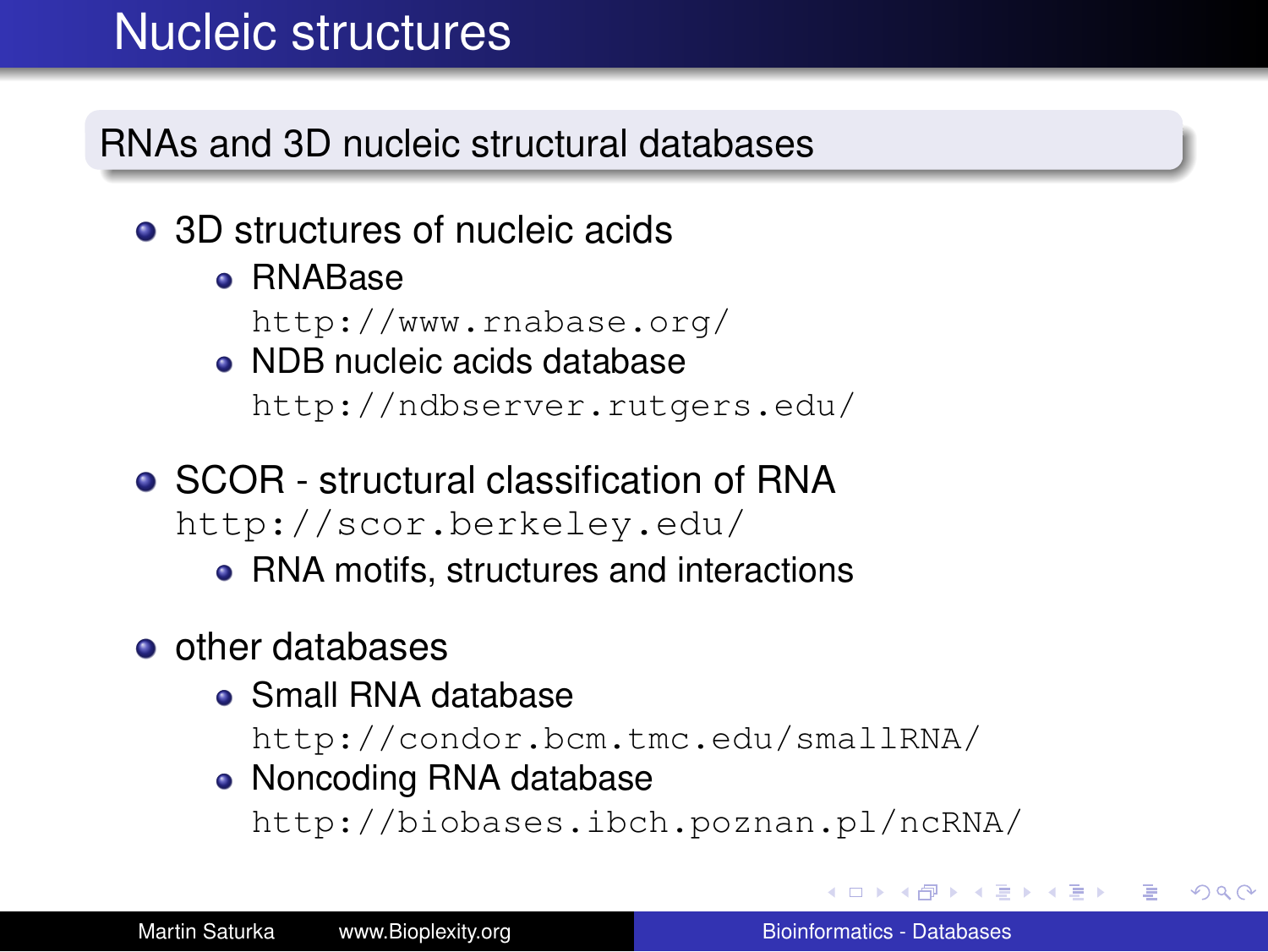# Nucleic structures

## RNAs and 3D nucleic structural databases

- 3D structures of nucleic acids
  - RNABase
    `http://www.rnabase.org/`
  - NDB nucleic acids database
    `http://ndbserver.rutgers.edu/`
- SCOR - structural classification of RNA
  `http://scor.berkeley.edu/`
  - RNA motifs, structures and interactions
- other databases
  - Small RNA database
    `http://condor.bcm.tmc.edu/smallRNA/`
  - Noncoding RNA database
    `http://biobases.ibch.poznan.pl/ncRNA/`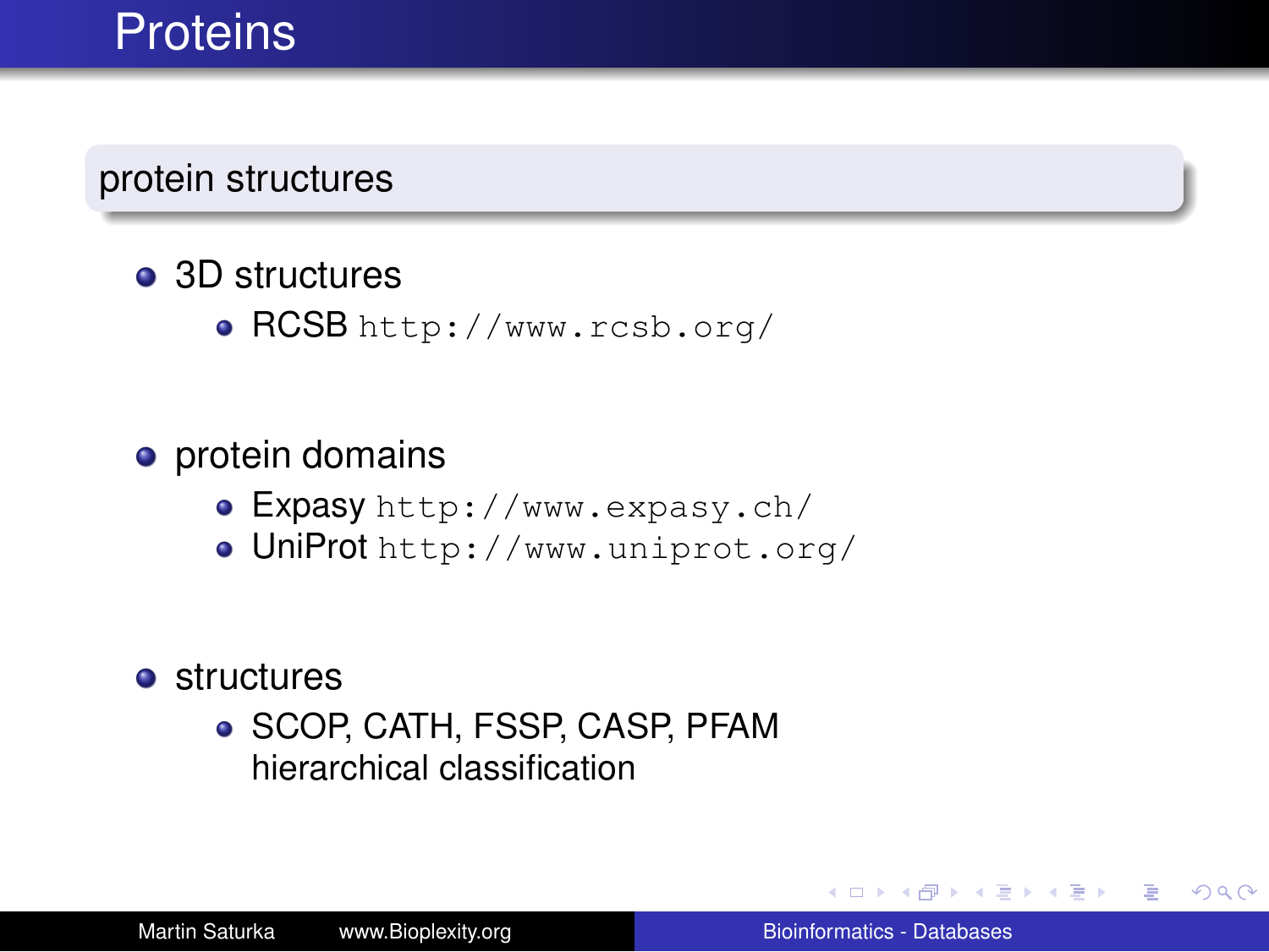# Proteins

## protein structures

- 3D structures
  - RCSB `http://www.rcsb.org/`
- protein domains
  - Expasy `http://www.expasy.ch/`
  - UniProt `http://www.uniprot.org/`
- structures
  - SCOP, CATH, FSSP, CASP, PFAM
    hierarchical classification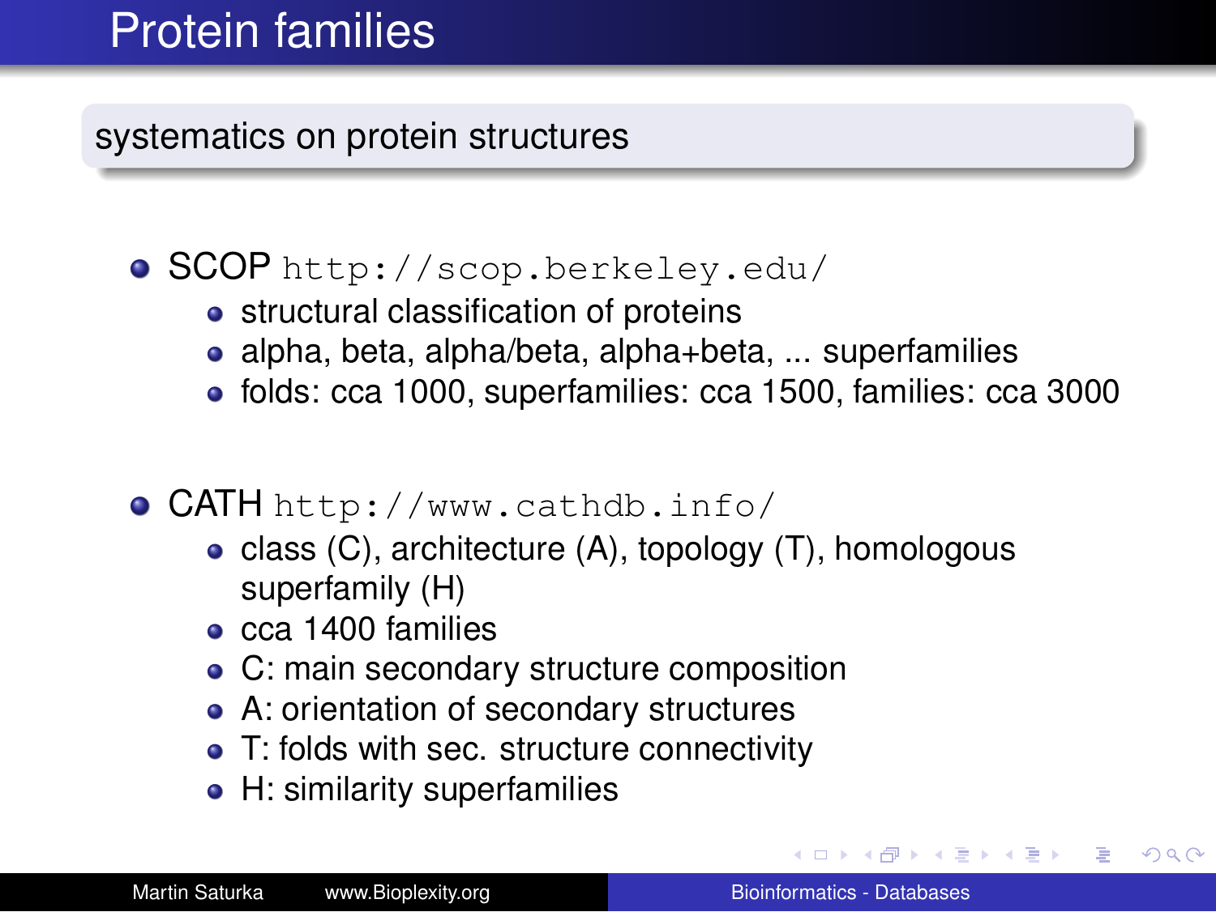# Protein families

## systematics on protein structures

- SCOP `http://scop.berkeley.edu/`
  - structural classification of proteins
  - alpha, beta, alpha/beta, alpha+beta, ... superfamilies
  - folds: cca 1000, superfamilies: cca 1500, families: cca 3000

- CATH `http://www.cathdb.info/`
  - class (C), architecture (A), topology (T), homologous superfamily (H)
  - cca 1400 families
  - C: main secondary structure composition
  - A: orientation of secondary structures
  - T: folds with sec. structure connectivity
  - H: similarity superfamilies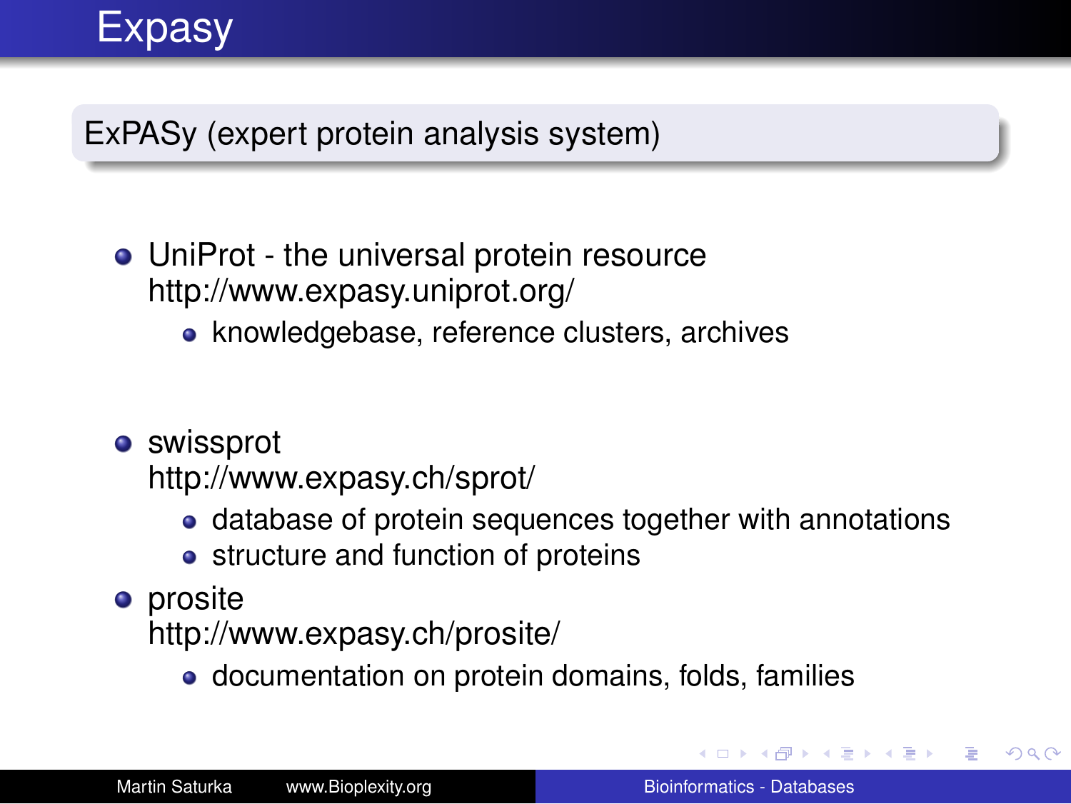# Expasy

## ExPASy (expert protein analysis system)

- UniProt - the universal protein resource
  http://www.expasy.uniprot.org/
  - knowledgebase, reference clusters, archives
- swissprot
  http://www.expasy.ch/sprot/
  - database of protein sequences together with annotations
  - structure and function of proteins
- prosite
  http://www.expasy.ch/prosite/
  - documentation on protein domains, folds, families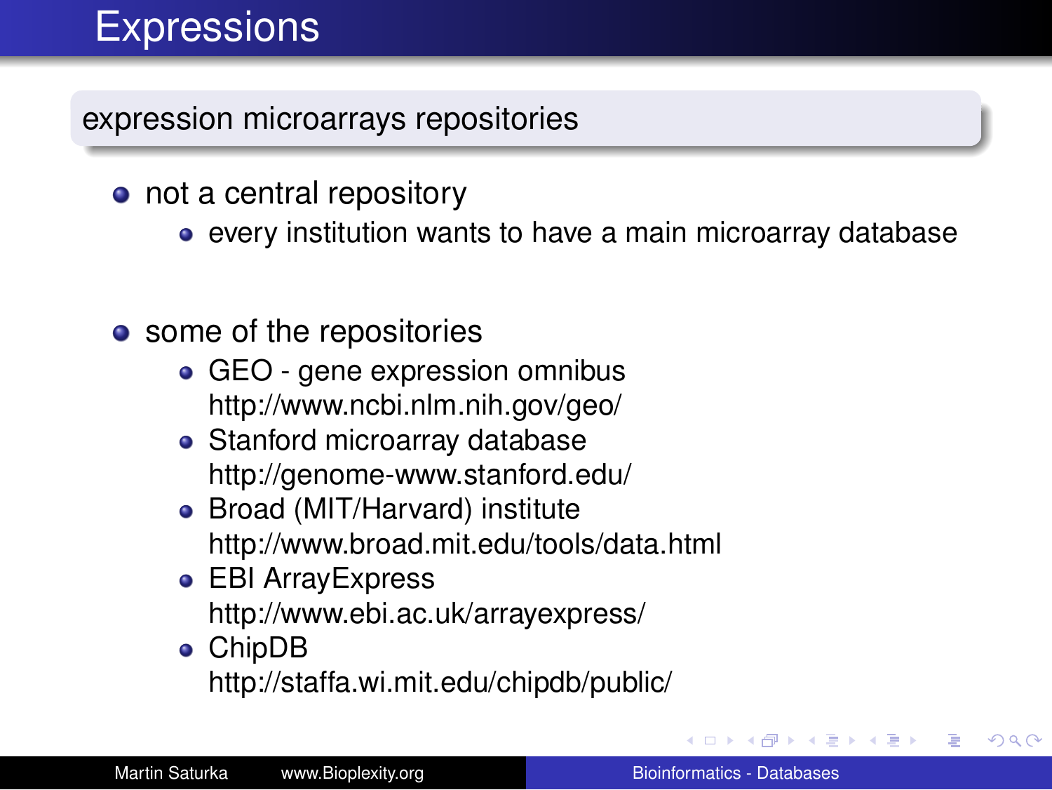# Expressions

## expression microarrays repositories

- not a central repository
  - every institution wants to have a main microarray database

- some of the repositories
  - GEO - gene expression omnibus
    http://www.ncbi.nlm.nih.gov/geo/
  - Stanford microarray database
    http://genome-www.stanford.edu/
  - Broad (MIT/Harvard) institute
    http://www.broad.mit.edu/tools/data.html
  - EBI ArrayExpress
    http://www.ebi.ac.uk/arrayexpress/
  - ChipDB
    http://staffa.wi.mit.edu/chipdb/public/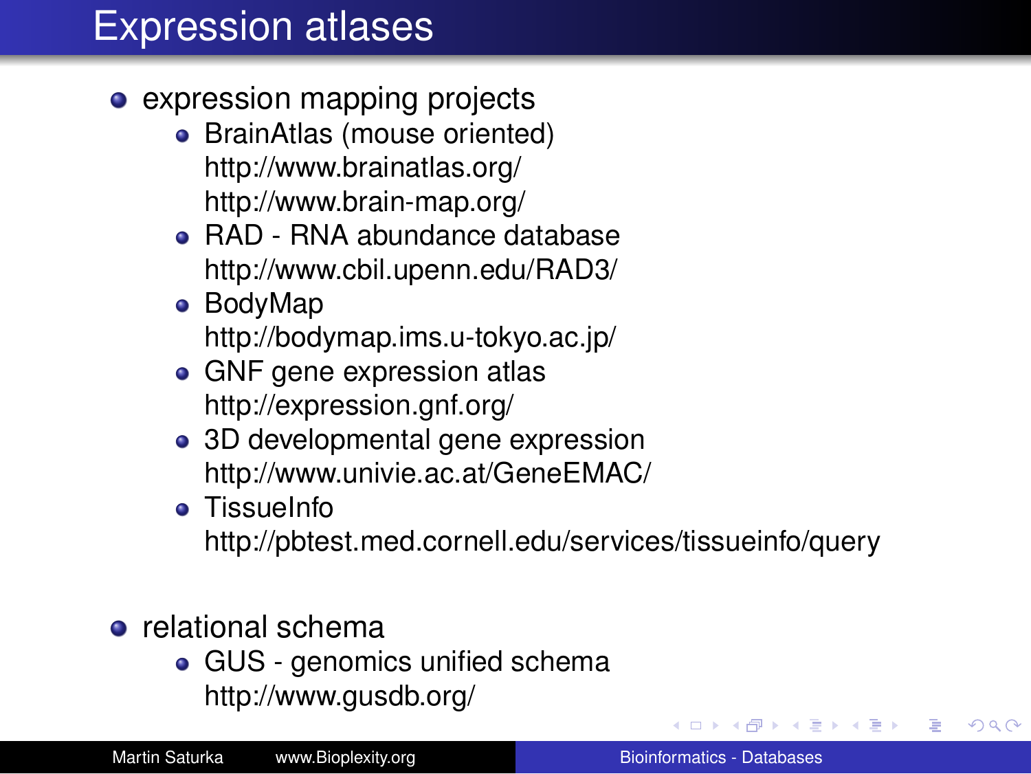# Expression atlases

- expression mapping projects
  - BrainAtlas (mouse oriented)
    http://www.brainatlas.org/
    http://www.brain-map.org/
  - RAD - RNA abundance database
    http://www.cbil.upenn.edu/RAD3/
  - BodyMap
    http://bodymap.ims.u-tokyo.ac.jp/
  - GNF gene expression atlas
    http://expression.gnf.org/
  - 3D developmental gene expression
    http://www.univie.ac.at/GeneEMAC/
  - TissueInfo
    http://pbtest.med.cornell.edu/services/tissueinfo/query
- relational schema
  - GUS - genomics unified schema
    http://www.gusdb.org/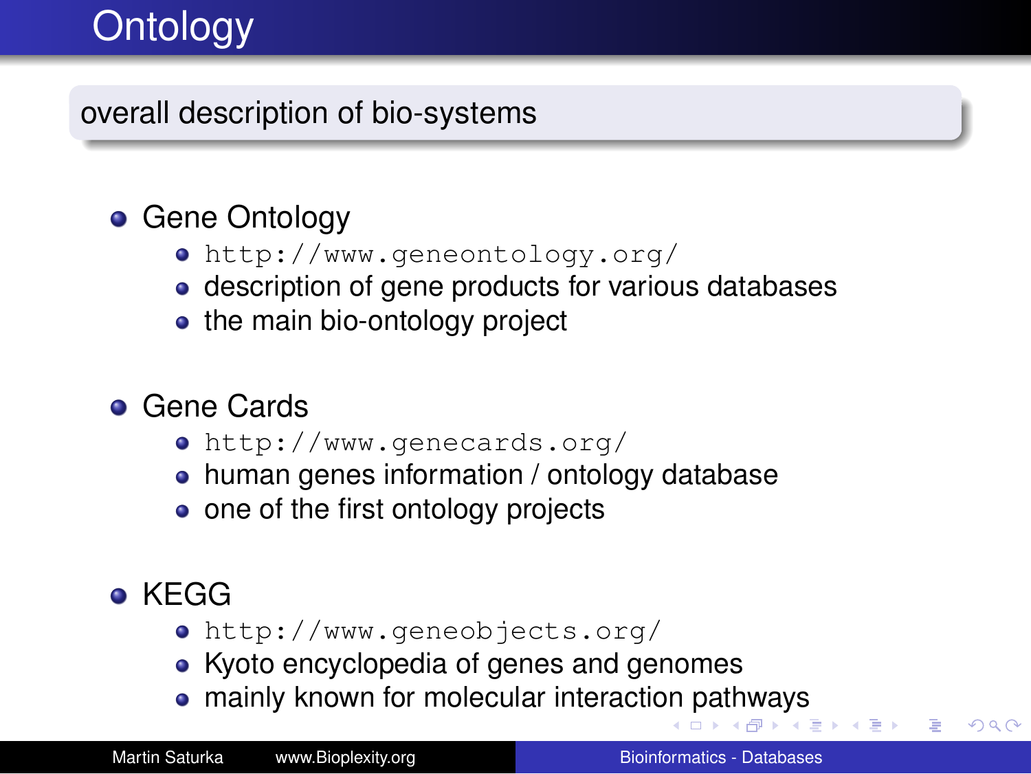# Ontology

overall description of bio-systems

- Gene Ontology
  - http://www.geneontology.org/
  - description of gene products for various databases
  - the main bio-ontology project
- Gene Cards
  - http://www.genecards.org/
  - human genes information / ontology database
  - one of the first ontology projects
- KEGG
  - http://www.geneobjects.org/
  - Kyoto encyclopedia of genes and genomes
  - mainly known for molecular interaction pathways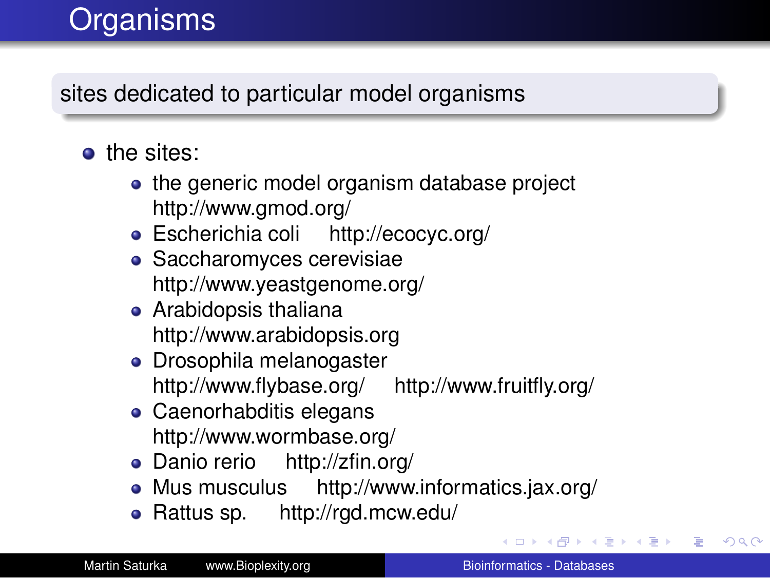# Organisms

sites dedicated to particular model organisms

- the sites:
  - the generic model organism database project http://www.gmod.org/
  - Escherichia coli http://ecocyc.org/
  - Saccharomyces cerevisiae http://www.yeastgenome.org/
  - Arabidopsis thaliana http://www.arabidopsis.org
  - Drosophila melanogaster http://www.flybase.org/ http://www.fruitfly.org/
  - Caenorhabditis elegans http://www.wormbase.org/
  - Danio rerio http://zfin.org/
  - Mus musculus http://www.informatics.jax.org/
  - Rattus sp. http://rgd.mcw.edu/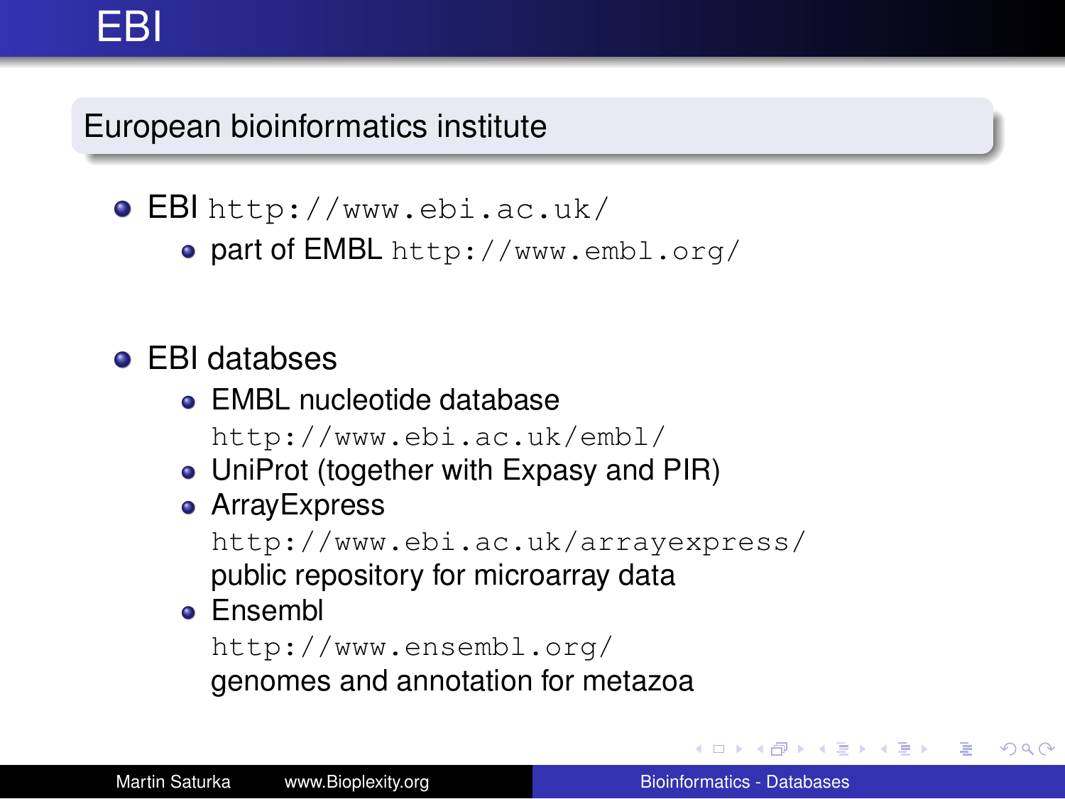# EBI

## European bioinformatics institute

- EBI `http://www.ebi.ac.uk/`
  - part of EMBL `http://www.embl.org/`

- EBI databses
  - EMBL nucleotide database
    `http://www.ebi.ac.uk/embl/`
  - UniProt (together with Expasy and PIR)
  - ArrayExpress
    `http://www.ebi.ac.uk/arrayexpress/`
    public repository for microarray data
  - Ensembl
    `http://www.ensembl.org/`
    genomes and annotation for metazoa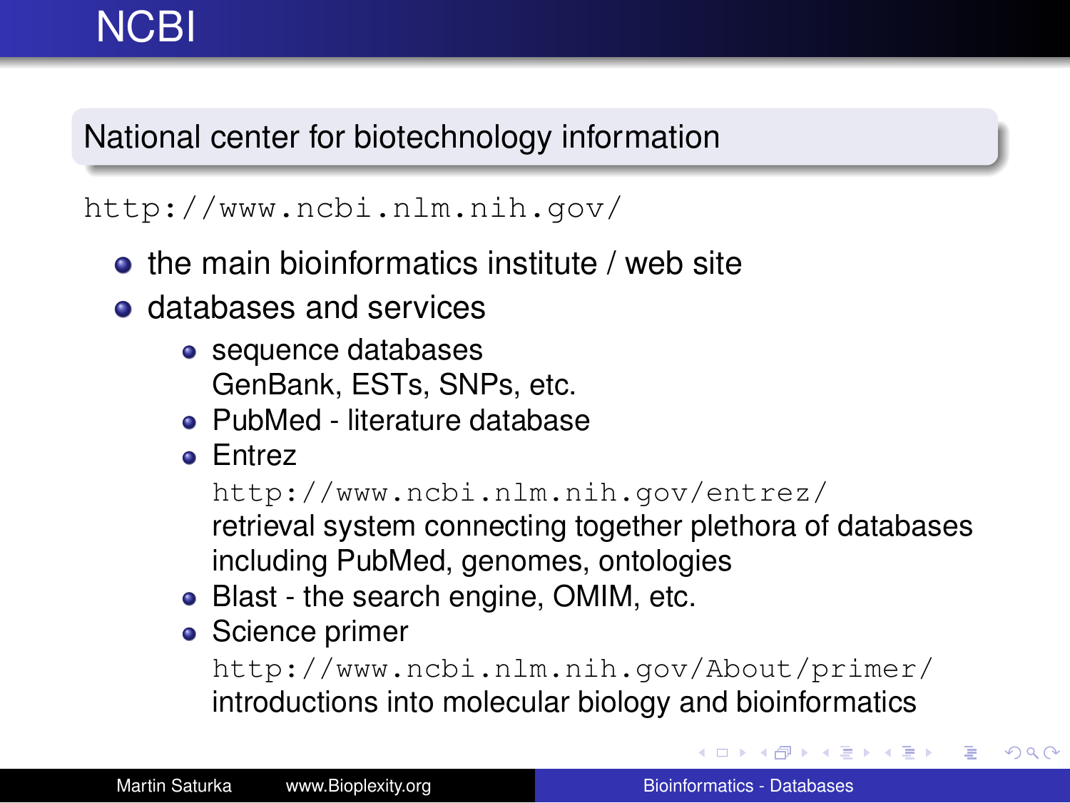# NCBI

## National center for biotechnology information

http://www.ncbi.nlm.nih.gov/

- the main bioinformatics institute / web site
- databases and services
  - sequence databases
    GenBank, ESTs, SNPs, etc.
  - PubMed - literature database
  - Entrez
    http://www.ncbi.nlm.nih.gov/entrez/
    retrieval system connecting together plethora of databases including PubMed, genomes, ontologies
  - Blast - the search engine, OMIM, etc.
  - Science primer
    http://www.ncbi.nlm.nih.gov/About/primer/
    introductions into molecular biology and bioinformatics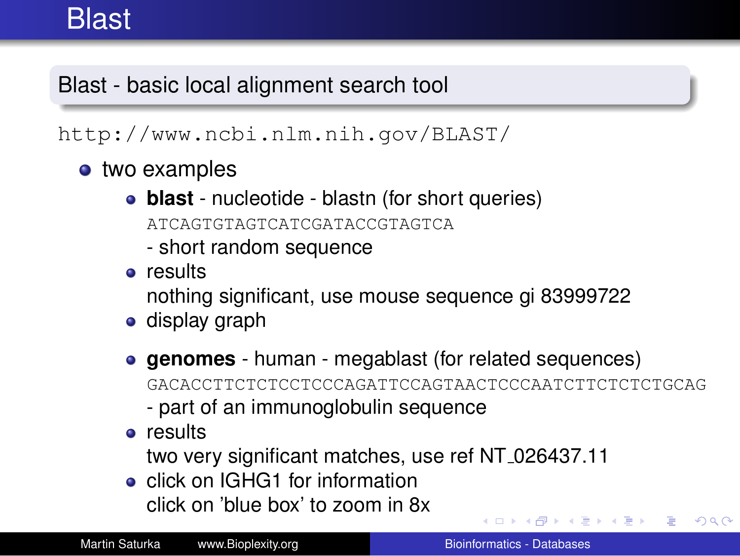# Blast

**Blast - basic local alignment search tool**

`http://www.ncbi.nlm.nih.gov/BLAST/`

- two examples
  - **blast** - nucleotide - blastn (for short queries)
    `ATCAGTGTAGTCATCGATACCGTAGTCA`
    - short random sequence
  - results
    nothing significant, use mouse sequence gi 83999722
  - display graph

  - **genomes** - human - megablast (for related sequences)
    `GACACCTTCTCTCCTCCCAGATTCCAGTAACTCCCAATCTTCTCTCTGCAG`
    - part of an immunoglobulin sequence
  - results
    two very significant matches, use ref NT_026437.11
  - click on IGHG1 for information
    click on 'blue box' to zoom in 8x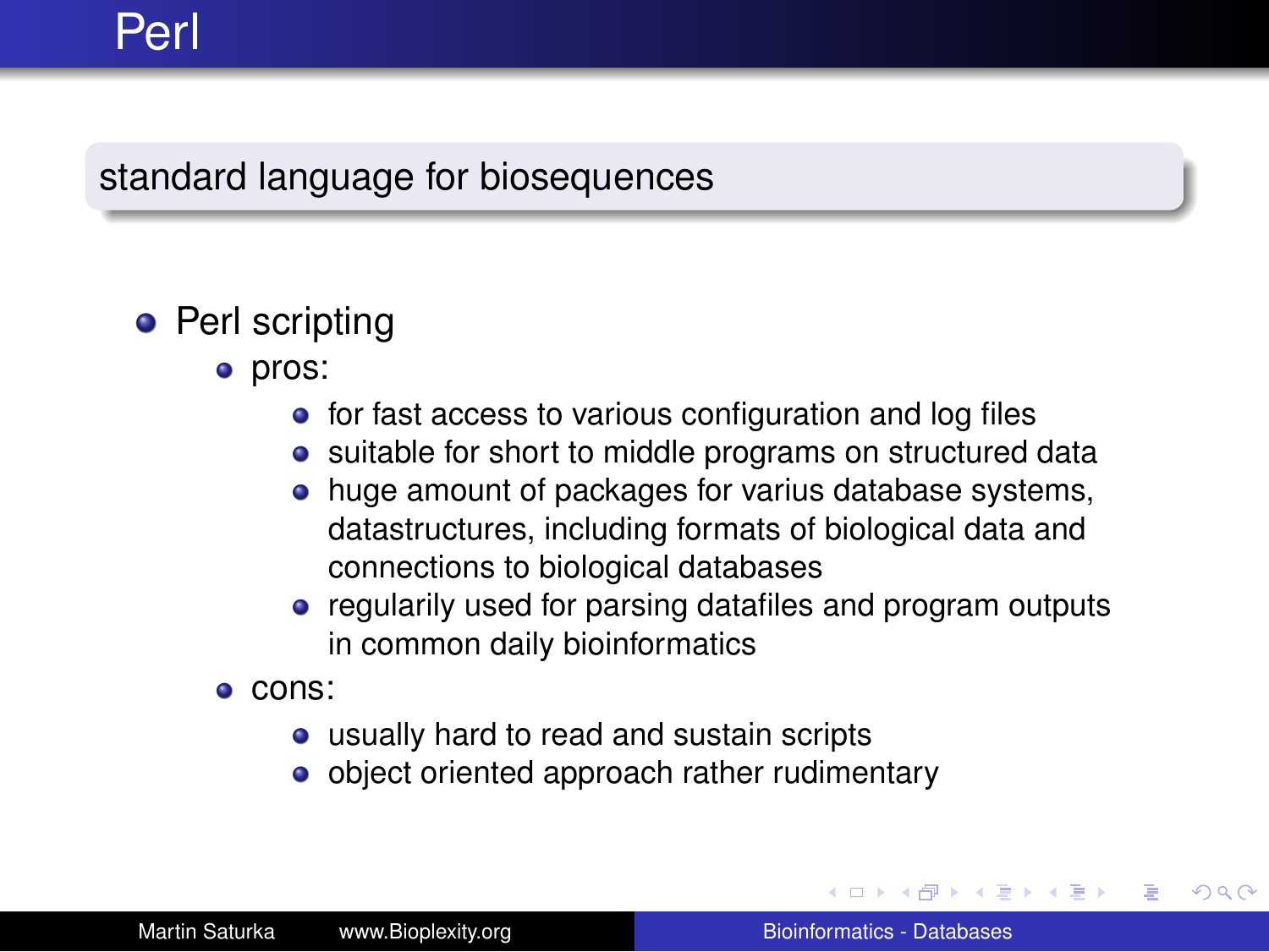# Perl

## standard language for biosequences

- Perl scripting
  - pros:
    - for fast access to various configuration and log files
    - suitable for short to middle programs on structured data
    - huge amount of packages for varius database systems, datastructures, including formats of biological data and connections to biological databases
    - regularly used for parsing datafiles and program outputs in common daily bioinformatics
  - cons:
    - usually hard to read and sustain scripts
    - object oriented approach rather rudimentary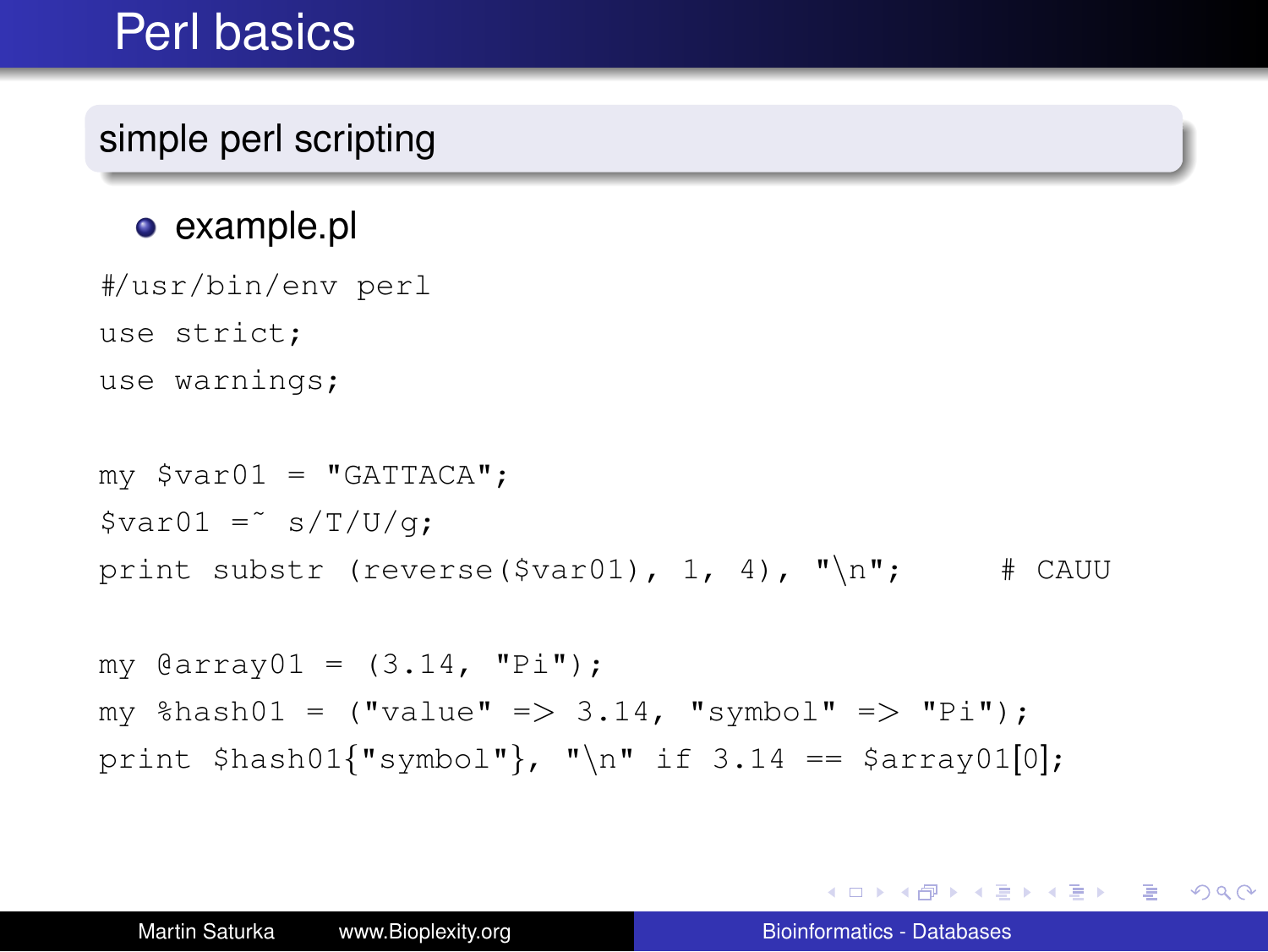# Perl basics

## simple perl scripting

- example.pl

```
#/usr/bin/env perl
use strict;
use warnings;

my $var01 = "GATTACA";
$var01 =~ s/T/U/g;
print substr (reverse($var01), 1, 4), "\n";      # CAUU

my @array01 = (3.14, "Pi");
my %hash01 = ("value" => 3.14, "symbol" => "Pi");
print $hash01{"symbol"}, "\n" if 3.14 == $array01[0];
```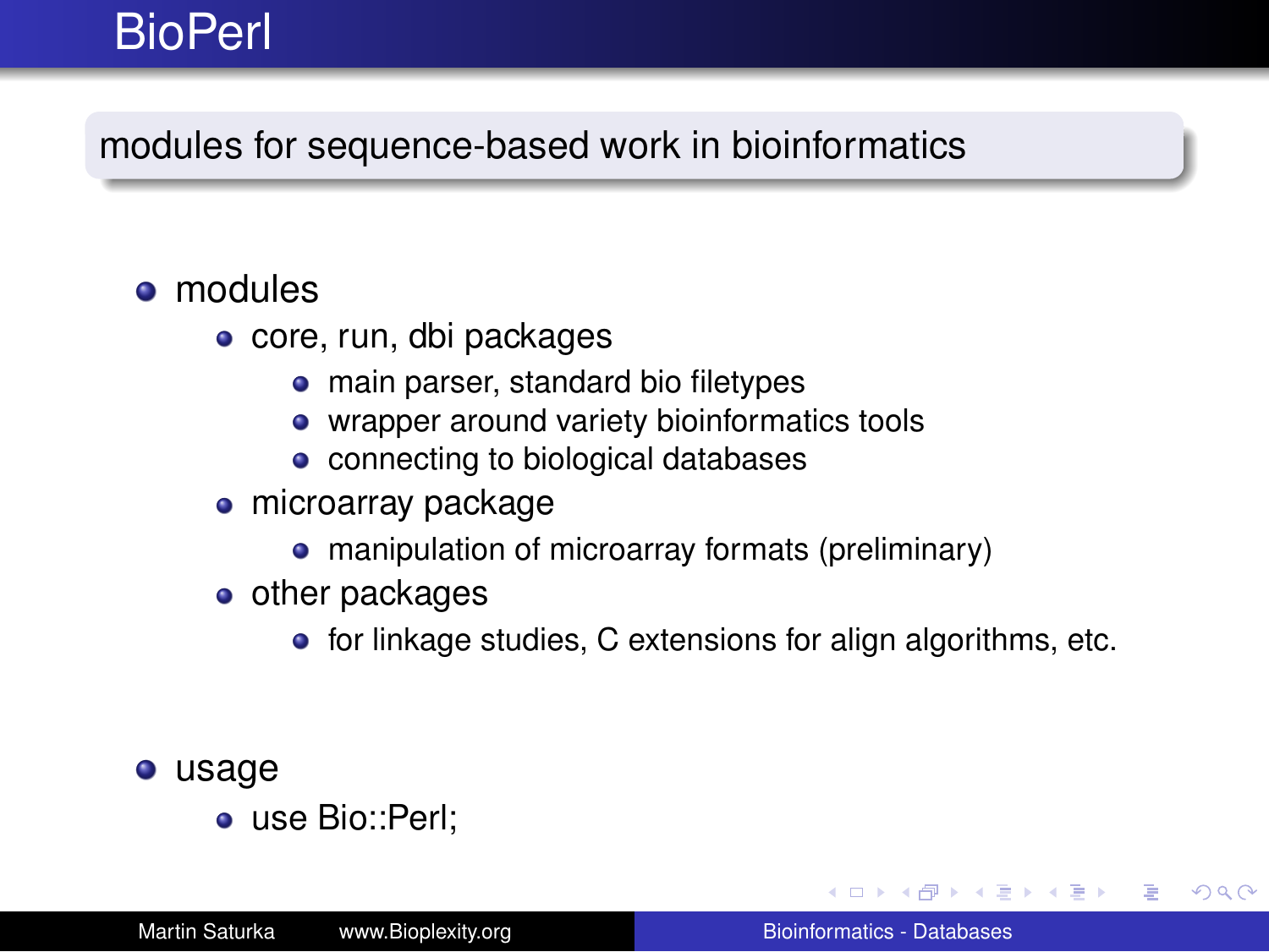# BioPerl

modules for sequence-based work in bioinformatics

- modules
  - core, run, dbi packages
    - main parser, standard bio filetypes
    - wrapper around variety bioinformatics tools
    - connecting to biological databases
  - microarray package
    - manipulation of microarray formats (preliminary)
  - other packages
    - for linkage studies, C extensions for align algorithms, etc.
- usage
  - use Bio::Perl;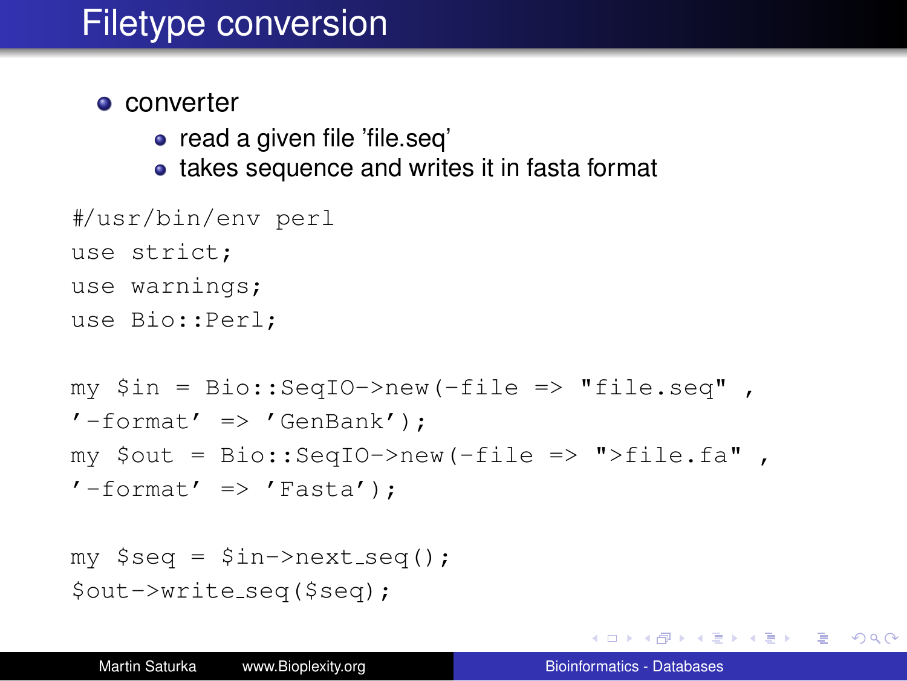# Filetype conversion

- converter
  - read a given file 'file.seq'
  - takes sequence and writes it in fasta format

```
#/usr/bin/env perl
use strict;
use warnings;
use Bio::Perl;

my $in = Bio::SeqIO->new(-file => "file.seq" ,
'-format' => 'GenBank');
my $out = Bio::SeqIO->new(-file => ">file.fa" ,
'-format' => 'Fasta');

my $seq = $in->next_seq();
$out->write_seq($seq);
```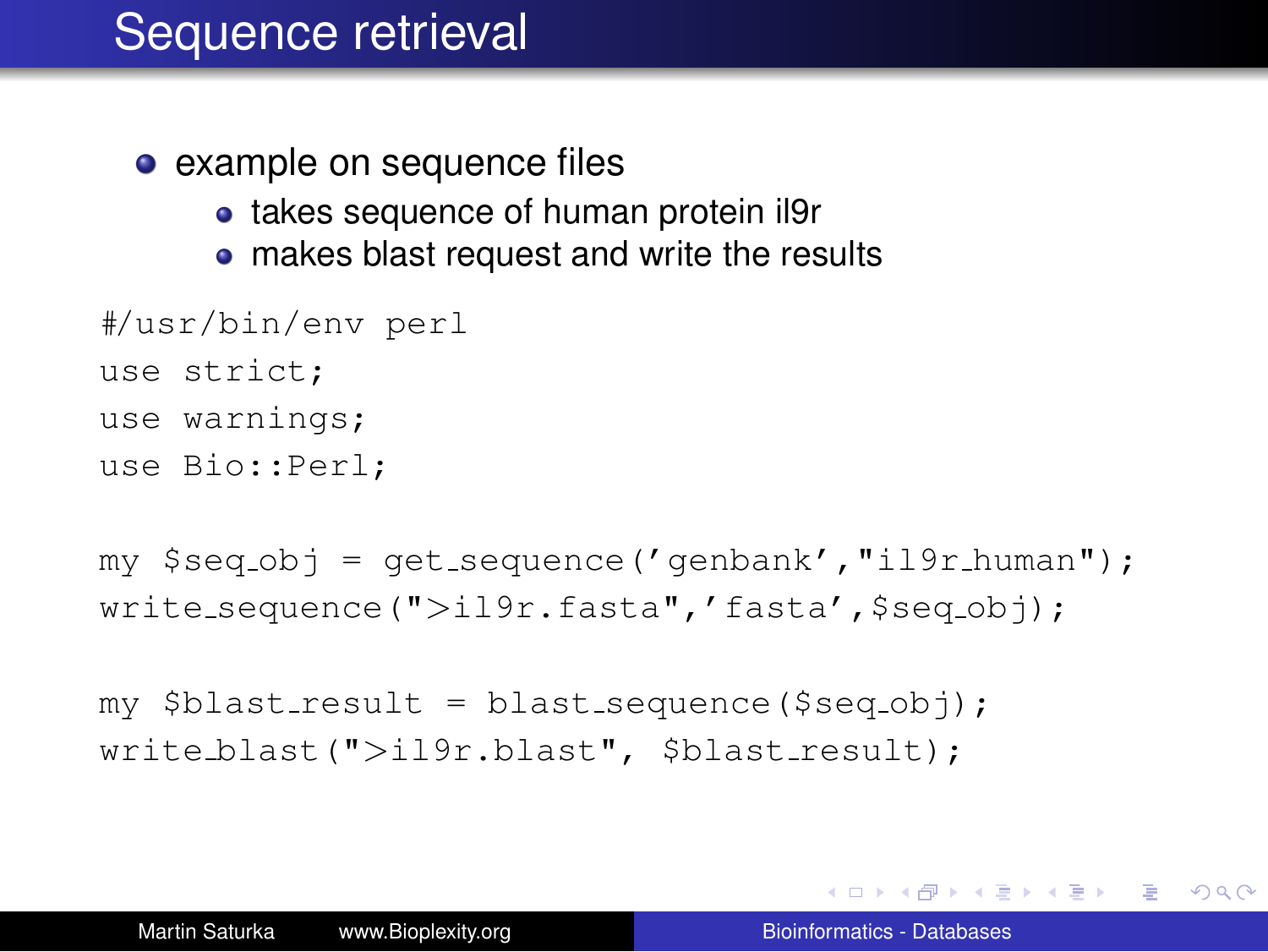# Sequence retrieval

- example on sequence files
  - takes sequence of human protein il9r
  - makes blast request and write the results

```
#/usr/bin/env perl
use strict;
use warnings;
use Bio::Perl;

my $seq_obj = get_sequence('genbank',"il9r_human");
write_sequence(">il9r.fasta",'fasta',$seq_obj);

my $blast_result = blast_sequence($seq_obj);
write_blast(">il9r.blast", $blast_result);
```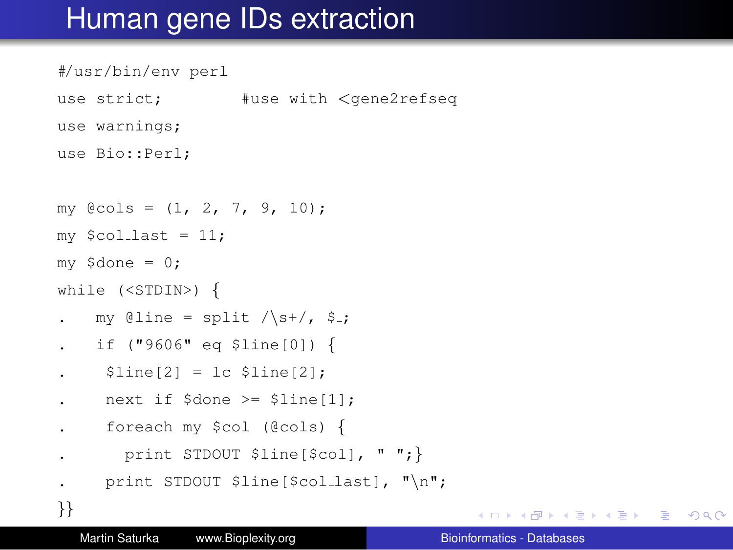# Human gene IDs extraction

```
#/usr/bin/env perl
use strict;          #use with <gene2refseq
use warnings;
use Bio::Perl;

my @cols = (1, 2, 7, 9, 10);
my $col_last = 11;
my $done = 0;
while (<STDIN>) {
.    my @line = split /\s+/, $_;
.    if ("9606" eq $line[0]) {
.     $line[2] = lc $line[2];
.     next if $done >= $line[1];
.     foreach my $col (@cols) {
.       print STDOUT $line[$col], " ";}
.     print STDOUT $line[$col_last], "\n";
}}
```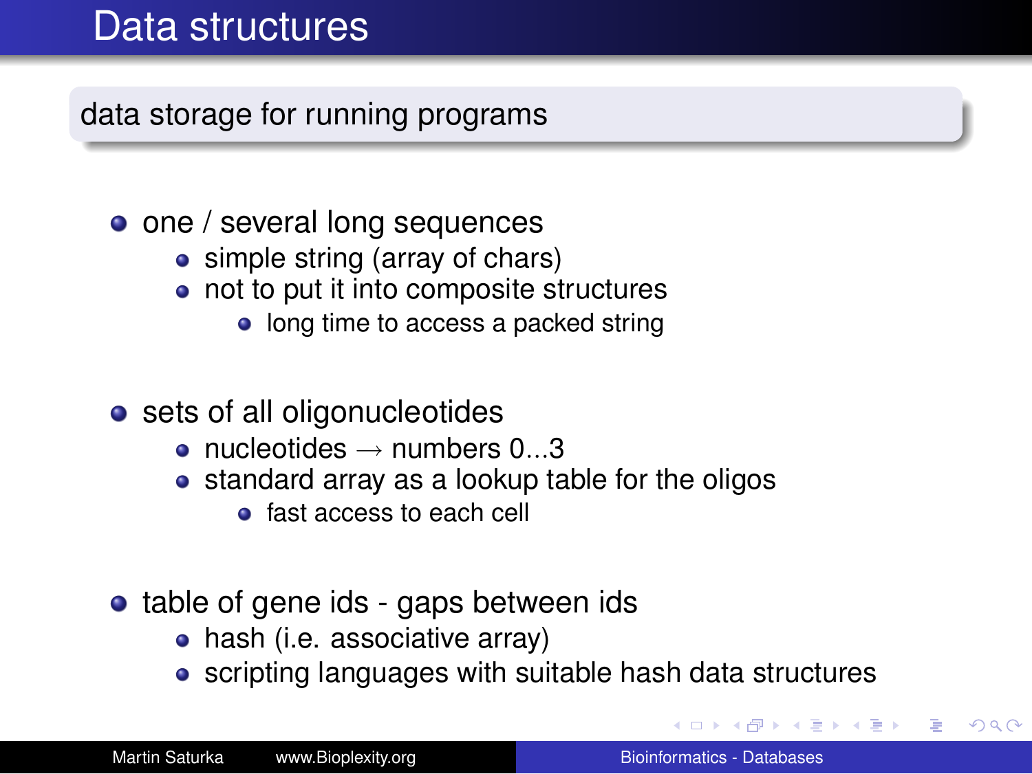# Data structures

**data storage for running programs**

- one / several long sequences
  - simple string (array of chars)
  - not to put it into composite structures
    - long time to access a packed string
- sets of all oligonucleotides
  - nucleotides $\rightarrow$ numbers 0...3
  - standard array as a lookup table for the oligos
    - fast access to each cell
- table of gene ids - gaps between ids
  - hash (i.e. associative array)
  - scripting languages with suitable hash data structures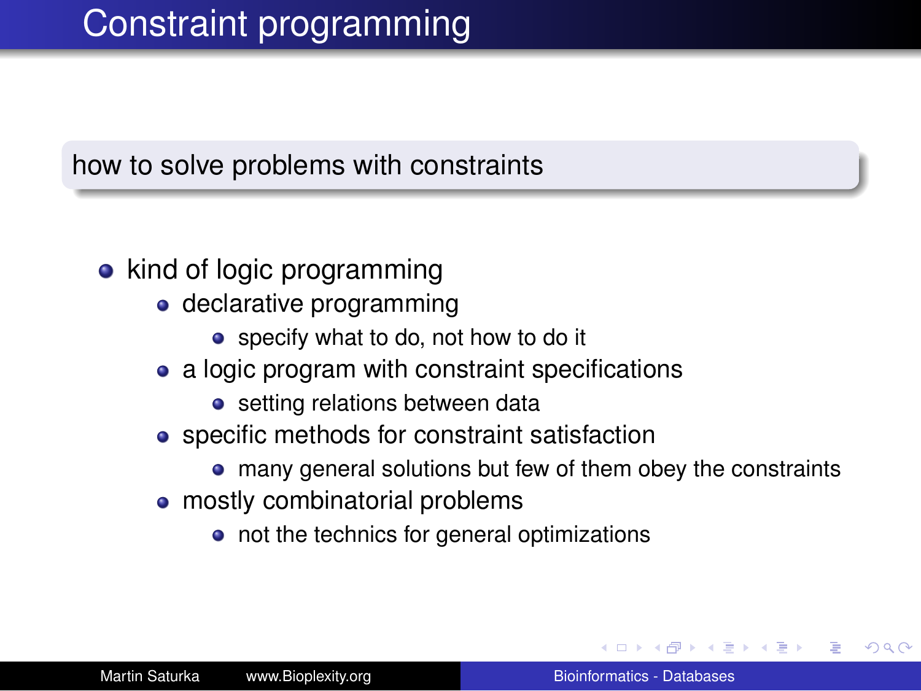# Constraint programming

how to solve problems with constraints

- kind of logic programming
  - declarative programming
    - specify what to do, not how to do it
  - a logic program with constraint specifications
    - setting relations between data
  - specific methods for constraint satisfaction
    - many general solutions but few of them obey the constraints
  - mostly combinatorial problems
    - not the technics for general optimizations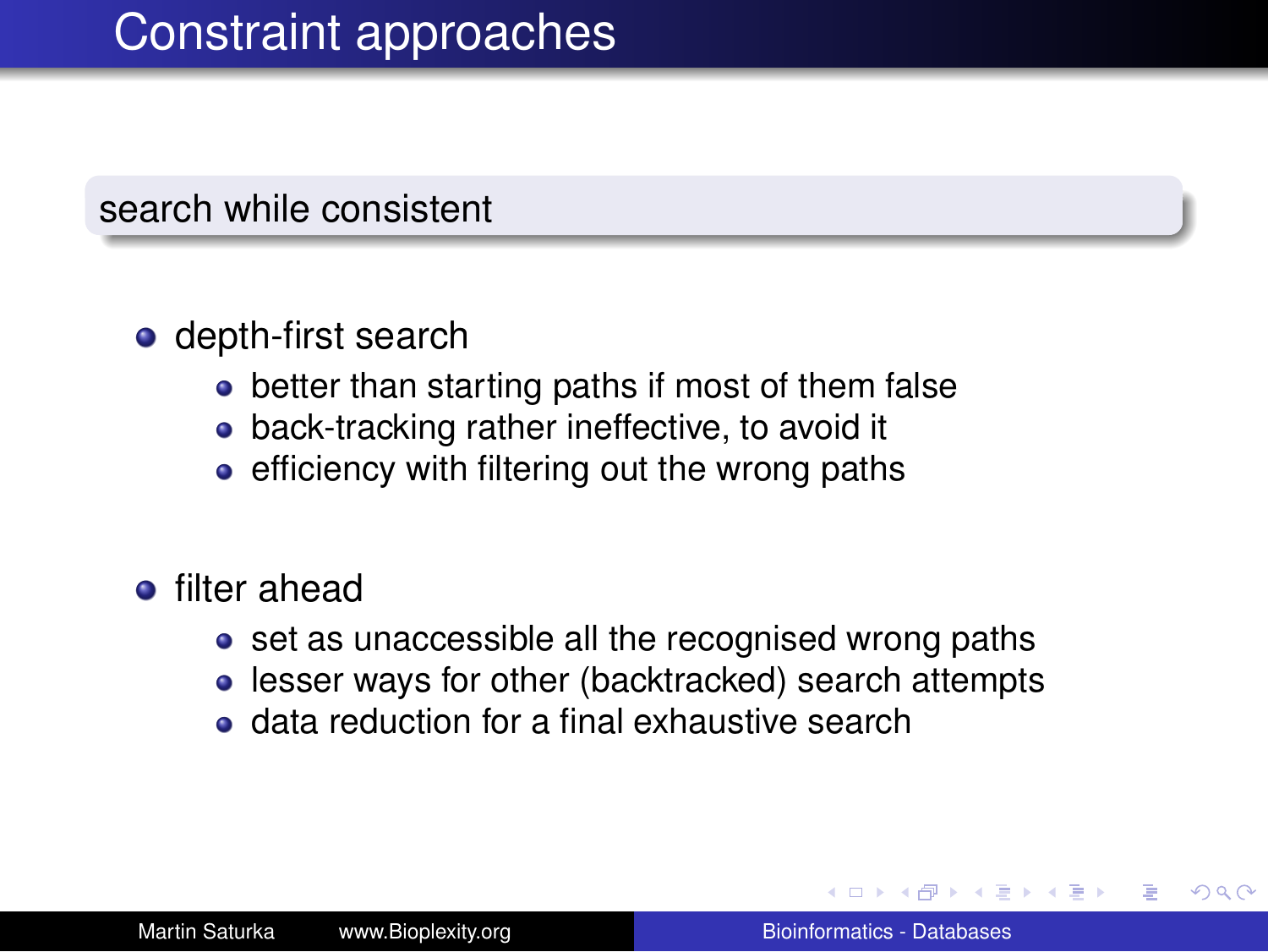# Constraint approaches

**search while consistent**

- depth-first search
  - better than starting paths if most of them false
  - back-tracking rather ineffective, to avoid it
  - efficiency with filtering out the wrong paths
- filter ahead
  - set as unaccessible all the recognised wrong paths
  - lesser ways for other (backtracked) search attempts
  - data reduction for a final exhaustive search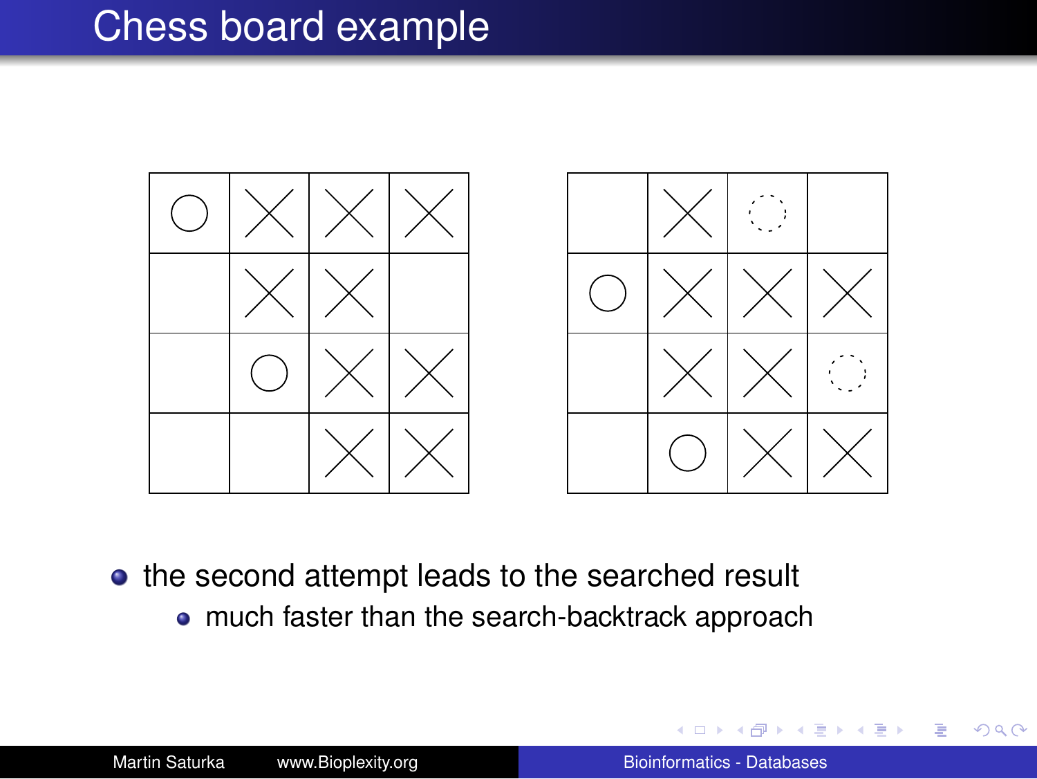# Chess board example

- the second attempt leads to the searched result
  - much faster than the search-backtrack approach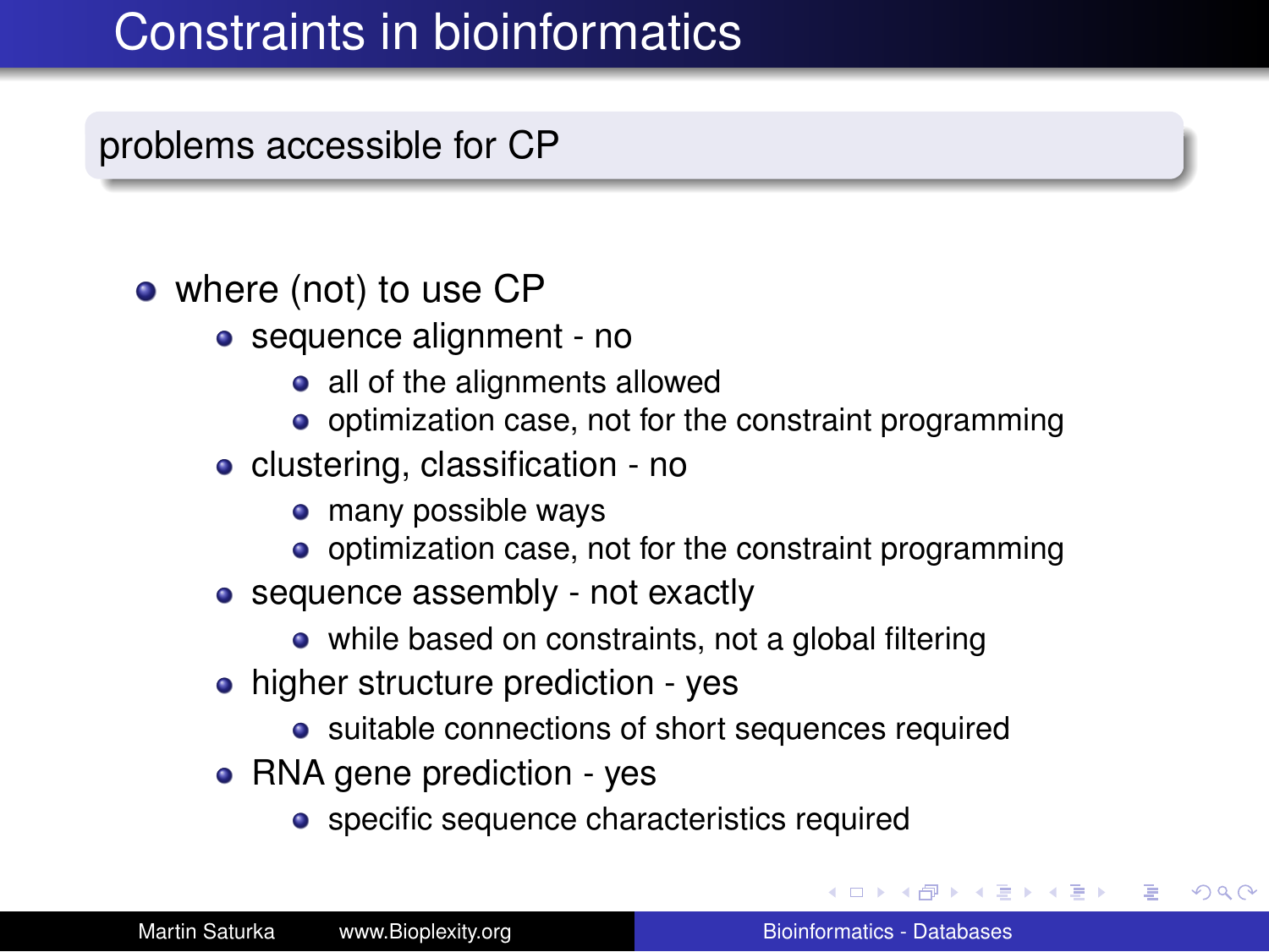# Constraints in bioinformatics

## problems accessible for CP

- where (not) to use CP
  - sequence alignment - no
    - all of the alignments allowed
    - optimization case, not for the constraint programming
  - clustering, classification - no
    - many possible ways
    - optimization case, not for the constraint programming
  - sequence assembly - not exactly
    - while based on constraints, not a global filtering
  - higher structure prediction - yes
    - suitable connections of short sequences required
  - RNA gene prediction - yes
    - specific sequence characteristics required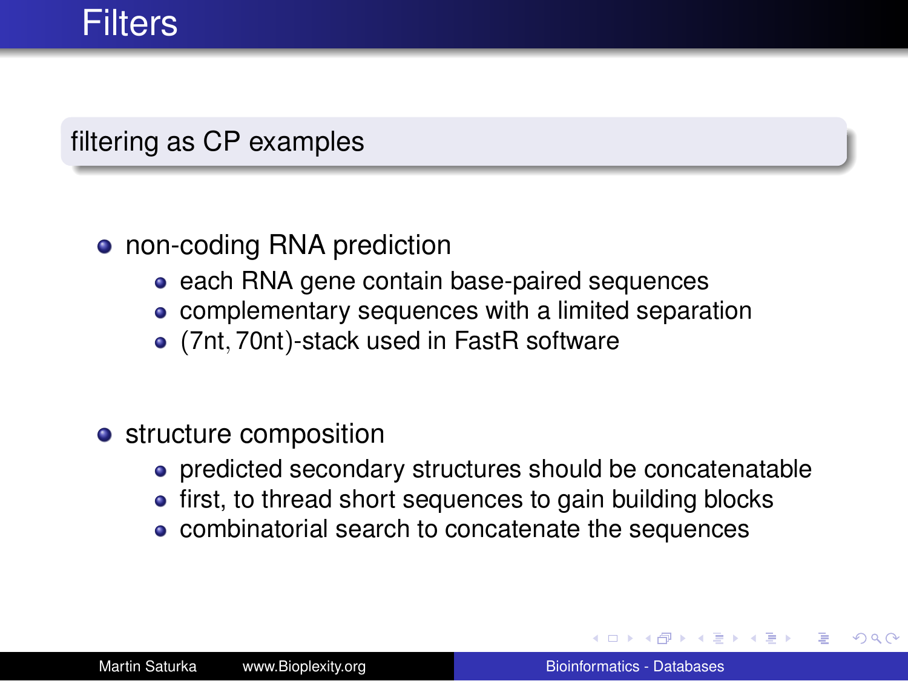# Filters

## filtering as CP examples

- non-coding RNA prediction
  - each RNA gene contain base-paired sequences
  - complementary sequences with a limited separation
  - (7nt, 70nt)-stack used in FastR software
- structure composition
  - predicted secondary structures should be concatenatable
  - first, to thread short sequences to gain building blocks
  - combinatorial search to concatenate the sequences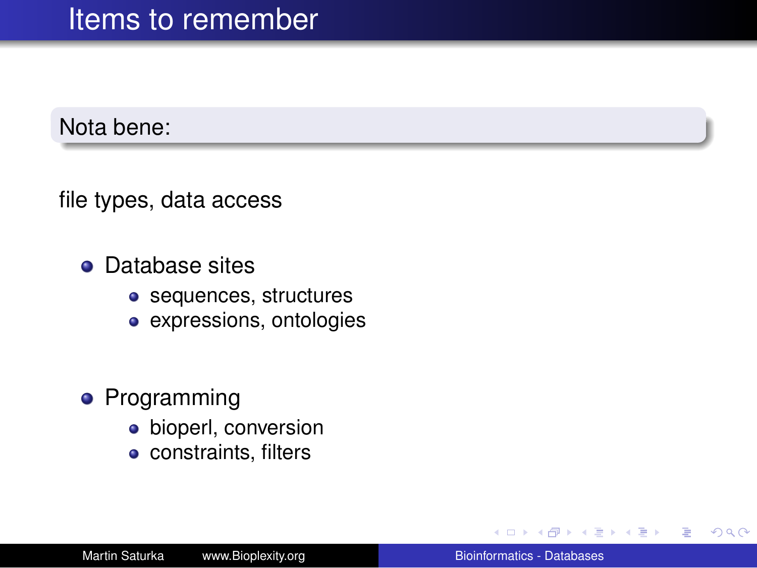# Items to remember

**Nota bene:**

file types, data access

- Database sites
  - sequences, structures
  - expressions, ontologies

- Programming
  - bioperl, conversion
  - constraints, filters